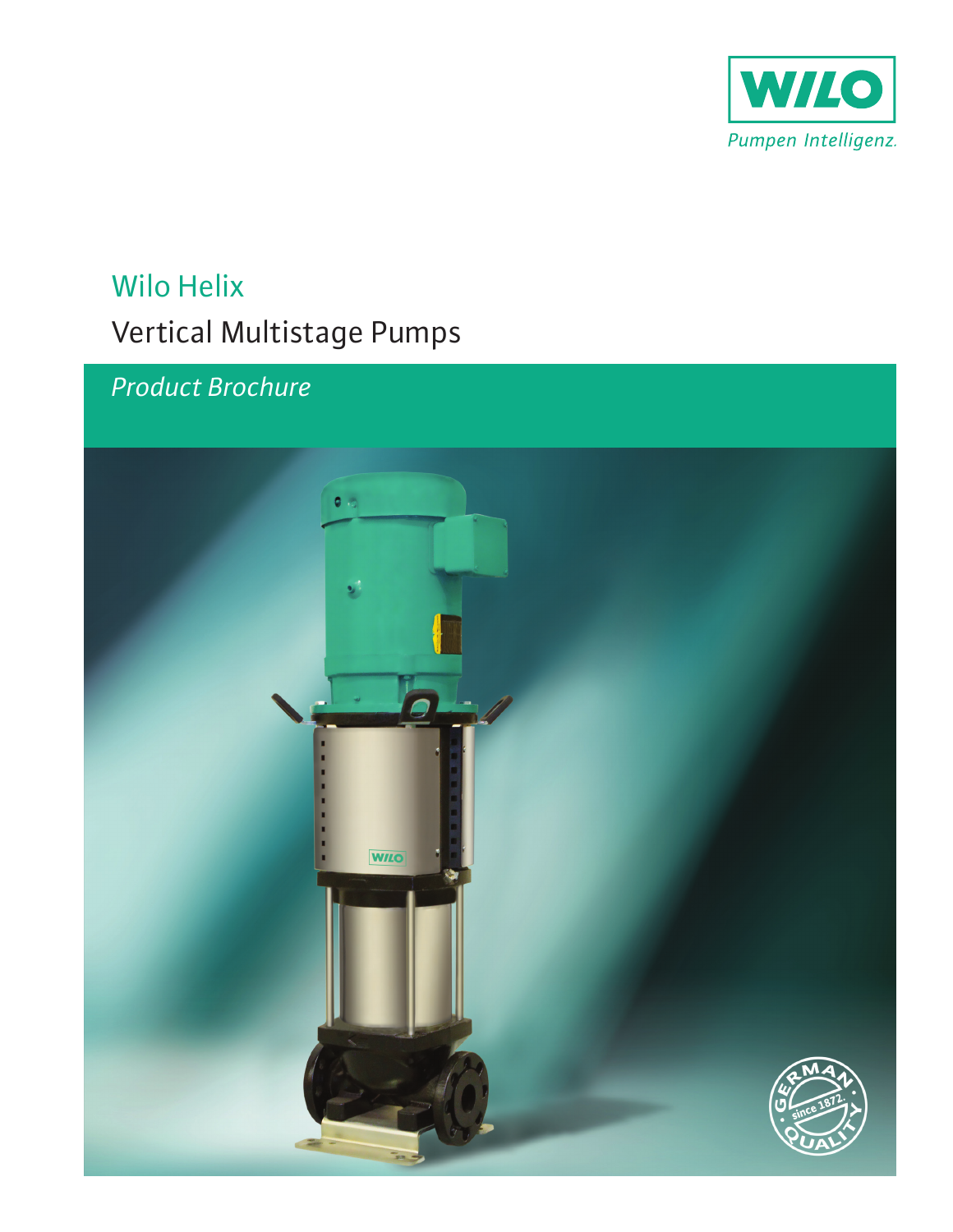WILO

*Pumpen Intelligenz.*

# Wilo Helix

## Vertical Multistage Pumps

*Product Brochure*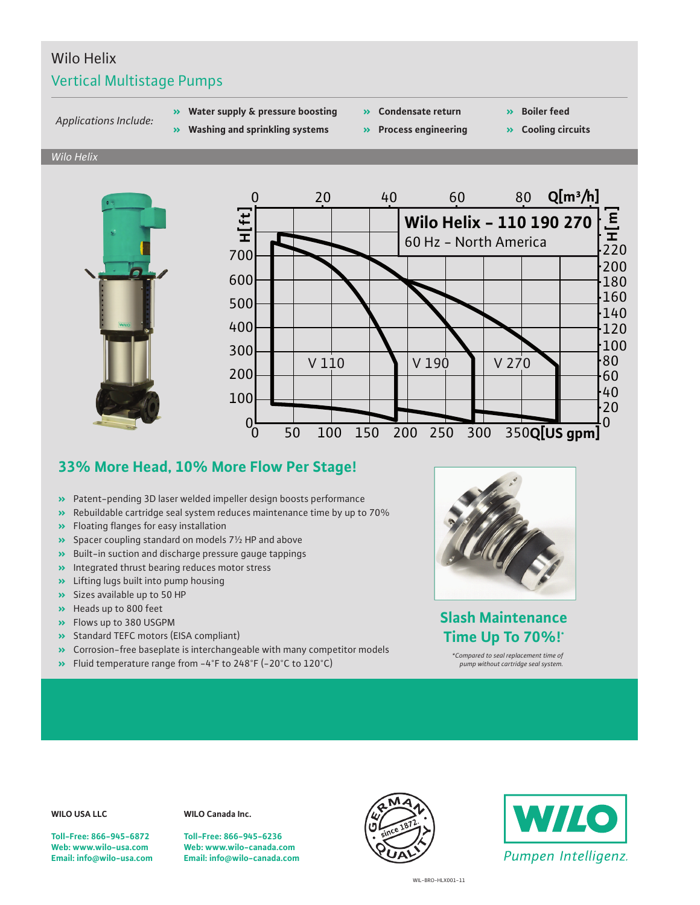# Wilo Helix

## Vertical Multistage Pumps

*Applications Include:*

- **Water supply & pressure boosting**
- **Washing and sprinkling systems**
- **Condensate return**
- **Process engineering**
- **Boiler feed**
- **Cooling circuits**

*Wilo Helix*

Wilo Helix – 110 190 270
60 Hz – North America

H[ft]
0
100
200
300
400
500
600
700

Q[m³/h]
0 20 40 60 80

H[m]
0 20 40 60 80 100 120 140 160 180 200 220

Q[US gpm]
0 50 100 150 200 250 300 350

V 110
V 190
V 270

## 33% More Head, 10% More Flow Per Stage!

- Patent-pending 3D laser welded impeller design boosts performance
- Rebuildable cartridge seal system reduces maintenance time by up to 70%
- Floating flanges for easy installation
- Spacer coupling standard on models 7½ HP and above
- Built-in suction and discharge pressure gauge tappings
- Integrated thrust bearing reduces motor stress
- Lifting lugs built into pump housing
- Sizes available up to 50 HP
- Heads up to 800 feet
- Flows up to 380 USGPM
- Standard TEFC motors (EISA compliant)
- Corrosion-free baseplate is interchangeable with many competitor models
- Fluid temperature range from -4°F to 248°F (-20°C to 120°C)

### Slash Maintenance Time Up To 70%!*

*Compared to seal replacement time of pump without cartridge seal system.*

**WILO USA LLC**

**Toll-Free: 866-945-6872**
**Web: www.wilo-usa.com**
**Email: info@wilo-usa.com**

**WILO Canada Inc.**

**Toll-Free: 866-945-6236**
**Web: www.wilo-canada.com**
**Email: info@wilo-canada.com**

GERMAN QUALITY since 1872

WILO
Pumpen Intelligenz.

WIL-BRO-HLX001-11